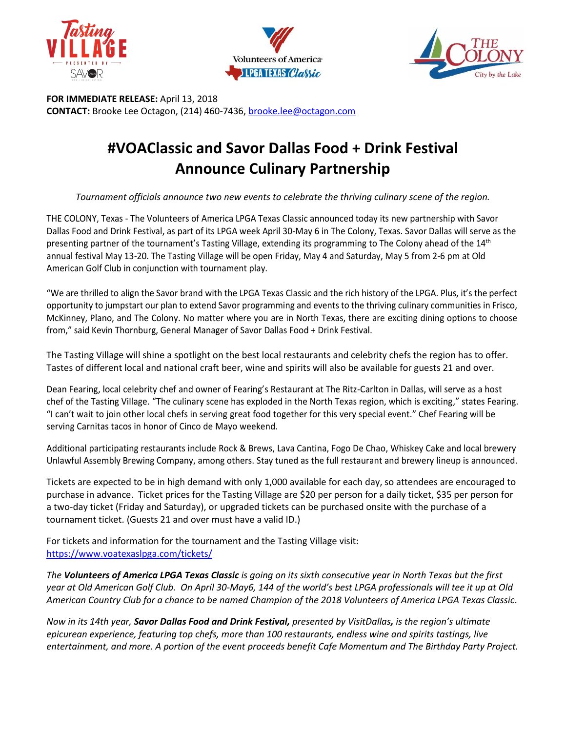**FOR IMMEDIATE RELEASE:** April 13, 2018
**CONTACT:** Brooke Lee Octagon, (214) 460-7436, brooke.lee@octagon.com

# #VOAClassic and Savor Dallas Food + Drink Festival Announce Culinary Partnership

*Tournament officials announce two new events to celebrate the thriving culinary scene of the region.*

THE COLONY, Texas - The Volunteers of America LPGA Texas Classic announced today its new partnership with Savor Dallas Food and Drink Festival, as part of its LPGA week April 30-May 6 in The Colony, Texas. Savor Dallas will serve as the presenting partner of the tournament's Tasting Village, extending its programming to The Colony ahead of the 14th annual festival May 13-20. The Tasting Village will be open Friday, May 4 and Saturday, May 5 from 2-6 pm at Old American Golf Club in conjunction with tournament play.

"We are thrilled to align the Savor brand with the LPGA Texas Classic and the rich history of the LPGA. Plus, it's the perfect opportunity to jumpstart our plan to extend Savor programming and events to the thriving culinary communities in Frisco, McKinney, Plano, and The Colony. No matter where you are in North Texas, there are exciting dining options to choose from," said Kevin Thornburg, General Manager of Savor Dallas Food + Drink Festival.

The Tasting Village will shine a spotlight on the best local restaurants and celebrity chefs the region has to offer. Tastes of different local and national craft beer, wine and spirits will also be available for guests 21 and over.

Dean Fearing, local celebrity chef and owner of Fearing's Restaurant at The Ritz-Carlton in Dallas, will serve as a host chef of the Tasting Village. "The culinary scene has exploded in the North Texas region, which is exciting," states Fearing. "I can't wait to join other local chefs in serving great food together for this very special event." Chef Fearing will be serving Carnitas tacos in honor of Cinco de Mayo weekend.

Additional participating restaurants include Rock & Brews, Lava Cantina, Fogo De Chao, Whiskey Cake and local brewery Unlawful Assembly Brewing Company, among others. Stay tuned as the full restaurant and brewery lineup is announced.

Tickets are expected to be in high demand with only 1,000 available for each day, so attendees are encouraged to purchase in advance. Ticket prices for the Tasting Village are $20 per person for a daily ticket, $35 per person for a two-day ticket (Friday and Saturday), or upgraded tickets can be purchased onsite with the purchase of a tournament ticket. (Guests 21 and over must have a valid ID.)

For tickets and information for the tournament and the Tasting Village visit:
https://www.voatexaslpga.com/tickets/

*The **Volunteers of America LPGA Texas Classic** is going on its sixth consecutive year in North Texas but the first year at Old American Golf Club. On April 30-May6, 144 of the world's best LPGA professionals will tee it up at Old American Country Club for a chance to be named Champion of the 2018 Volunteers of America LPGA Texas Classic.*

*Now in its 14th year, **Savor Dallas Food and Drink Festival,** presented by VisitDallas, is the region's ultimate epicurean experience, featuring top chefs, more than 100 restaurants, endless wine and spirits tastings, live entertainment, and more. A portion of the event proceeds benefit Cafe Momentum and The Birthday Party Project.*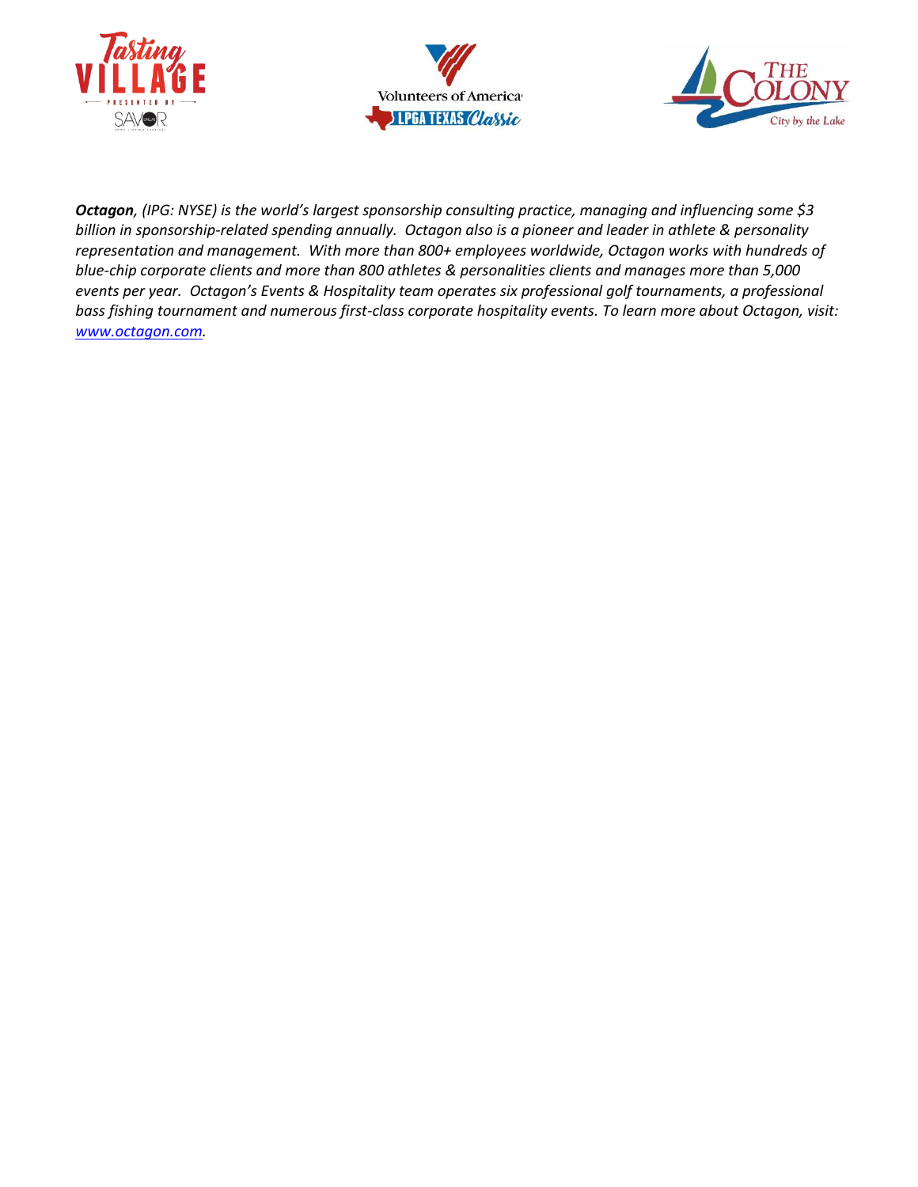***Octagon**, (IPG: NYSE) is the world's largest sponsorship consulting practice, managing and influencing some $3 billion in sponsorship-related spending annually. Octagon also is a pioneer and leader in athlete & personality representation and management. With more than 800+ employees worldwide, Octagon works with hundreds of blue-chip corporate clients and more than 800 athletes & personalities clients and manages more than 5,000 events per year. Octagon's Events & Hospitality team operates six professional golf tournaments, a professional bass fishing tournament and numerous first-class corporate hospitality events. To learn more about Octagon, visit: [www.octagon.com](http://www.octagon.com).*